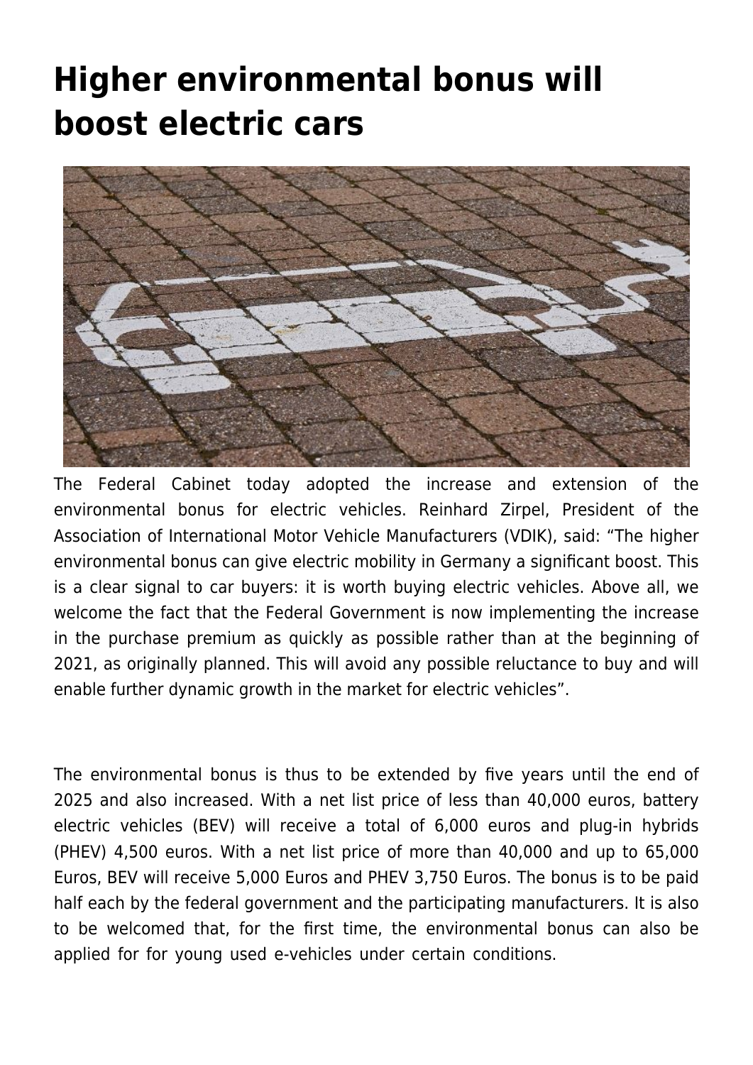# Higher environmental bonus will boost electric cars

The Federal Cabinet today adopted the increase and extension of the environmental bonus for electric vehicles. Reinhard Zirpel, President of the Association of International Motor Vehicle Manufacturers (VDIK), said: "The higher environmental bonus can give electric mobility in Germany a significant boost. This is a clear signal to car buyers: it is worth buying electric vehicles. Above all, we welcome the fact that the Federal Government is now implementing the increase in the purchase premium as quickly as possible rather than at the beginning of 2021, as originally planned. This will avoid any possible reluctance to buy and will enable further dynamic growth in the market for electric vehicles".

The environmental bonus is thus to be extended by five years until the end of 2025 and also increased. With a net list price of less than 40,000 euros, battery electric vehicles (BEV) will receive a total of 6,000 euros and plug-in hybrids (PHEV) 4,500 euros. With a net list price of more than 40,000 and up to 65,000 Euros, BEV will receive 5,000 Euros and PHEV 3,750 Euros. The bonus is to be paid half each by the federal government and the participating manufacturers. It is also to be welcomed that, for the first time, the environmental bonus can also be applied for for young used e-vehicles under certain conditions.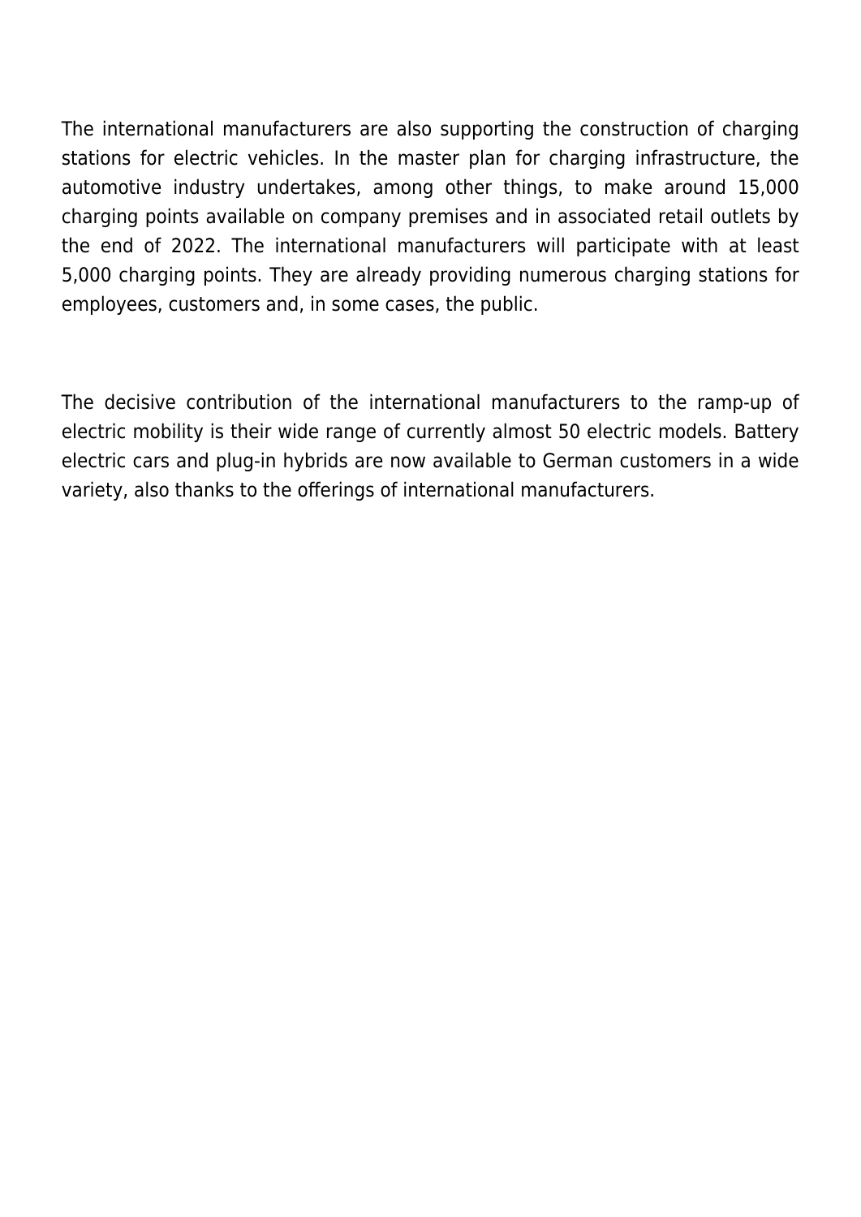The international manufacturers are also supporting the construction of charging stations for electric vehicles. In the master plan for charging infrastructure, the automotive industry undertakes, among other things, to make around 15,000 charging points available on company premises and in associated retail outlets by the end of 2022. The international manufacturers will participate with at least 5,000 charging points. They are already providing numerous charging stations for employees, customers and, in some cases, the public.

The decisive contribution of the international manufacturers to the ramp-up of electric mobility is their wide range of currently almost 50 electric models. Battery electric cars and plug-in hybrids are now available to German customers in a wide variety, also thanks to the offerings of international manufacturers.